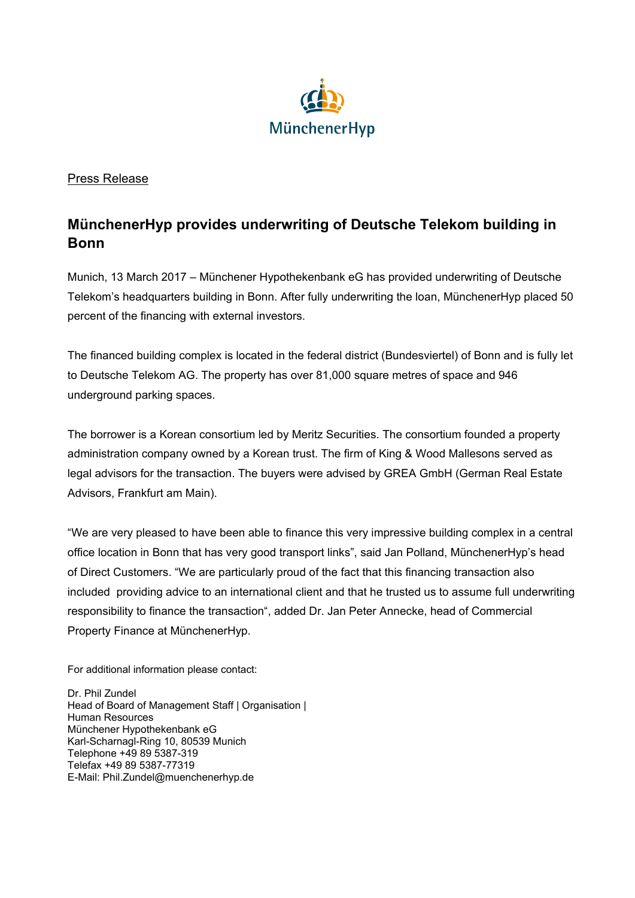MünchenerHyp

Press Release

# MünchenerHyp provides underwriting of Deutsche Telekom building in Bonn

Munich, 13 March 2017 – Münchener Hypothekenbank eG has provided underwriting of Deutsche Telekom's headquarters building in Bonn. After fully underwriting the loan, MünchenerHyp placed 50 percent of the financing with external investors.

The financed building complex is located in the federal district (Bundesviertel) of Bonn and is fully let to Deutsche Telekom AG. The property has over 81,000 square metres of space and 946 underground parking spaces.

The borrower is a Korean consortium led by Meritz Securities. The consortium founded a property administration company owned by a Korean trust. The firm of King & Wood Mallesons served as legal advisors for the transaction. The buyers were advised by GREA GmbH (German Real Estate Advisors, Frankfurt am Main).

"We are very pleased to have been able to finance this very impressive building complex in a central office location in Bonn that has very good transport links", said Jan Polland, MünchenerHyp's head of Direct Customers. "We are particularly proud of the fact that this financing transaction also included providing advice to an international client and that he trusted us to assume full underwriting responsibility to finance the transaction", added Dr. Jan Peter Annecke, head of Commercial Property Finance at MünchenerHyp.

For additional information please contact:

Dr. Phil Zundel  
Head of Board of Management Staff | Organisation | Human Resources  
Münchener Hypothekenbank eG  
Karl-Scharnagl-Ring 10, 80539 Munich  
Telephone +49 89 5387-319  
Telefax +49 89 5387-77319  
E-Mail: Phil.Zundel@muenchenerhyp.de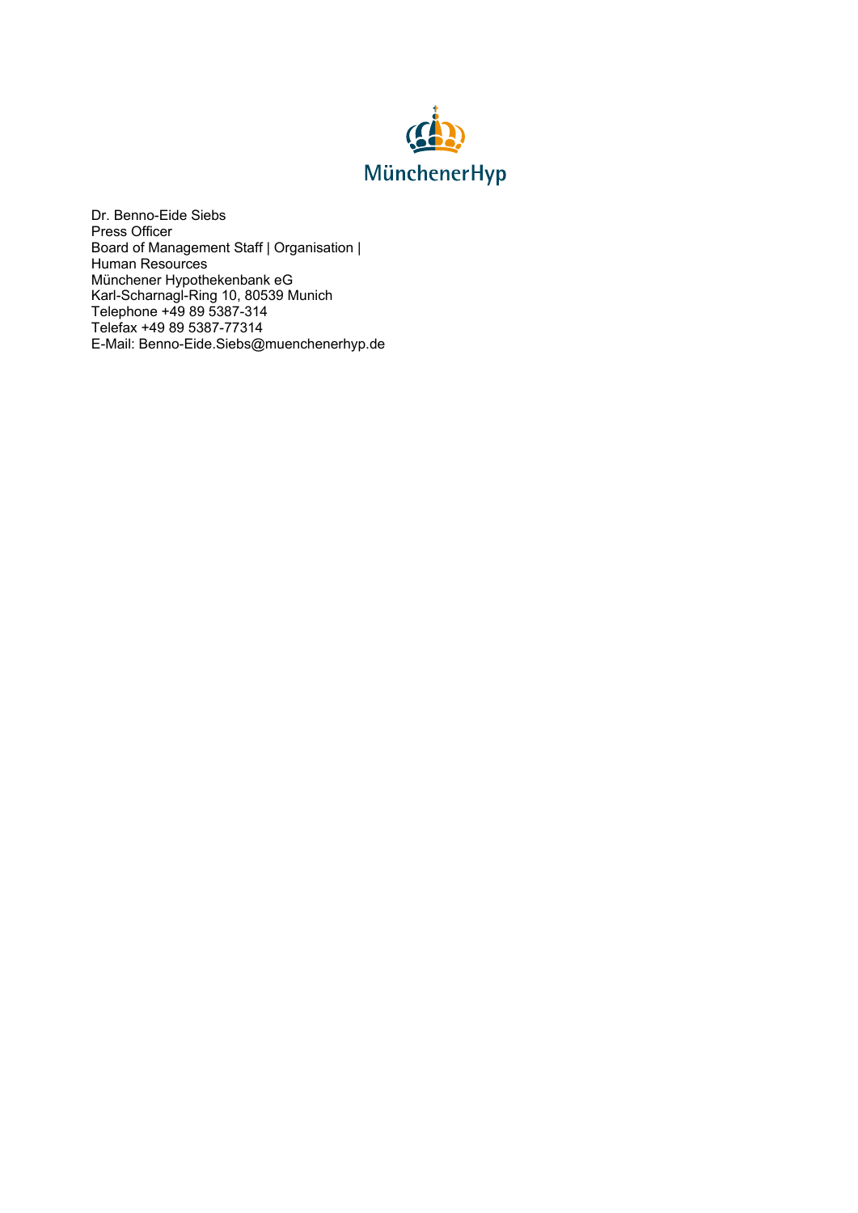Dr. Benno-Eide Siebs
Press Officer
Board of Management Staff | Organisation |
Human Resources
Münchener Hypothekenbank eG
Karl-Scharnagl-Ring 10, 80539 Munich
Telephone +49 89 5387-314
Telefax +49 89 5387-77314
E-Mail: Benno-Eide.Siebs@muenchenerhyp.de